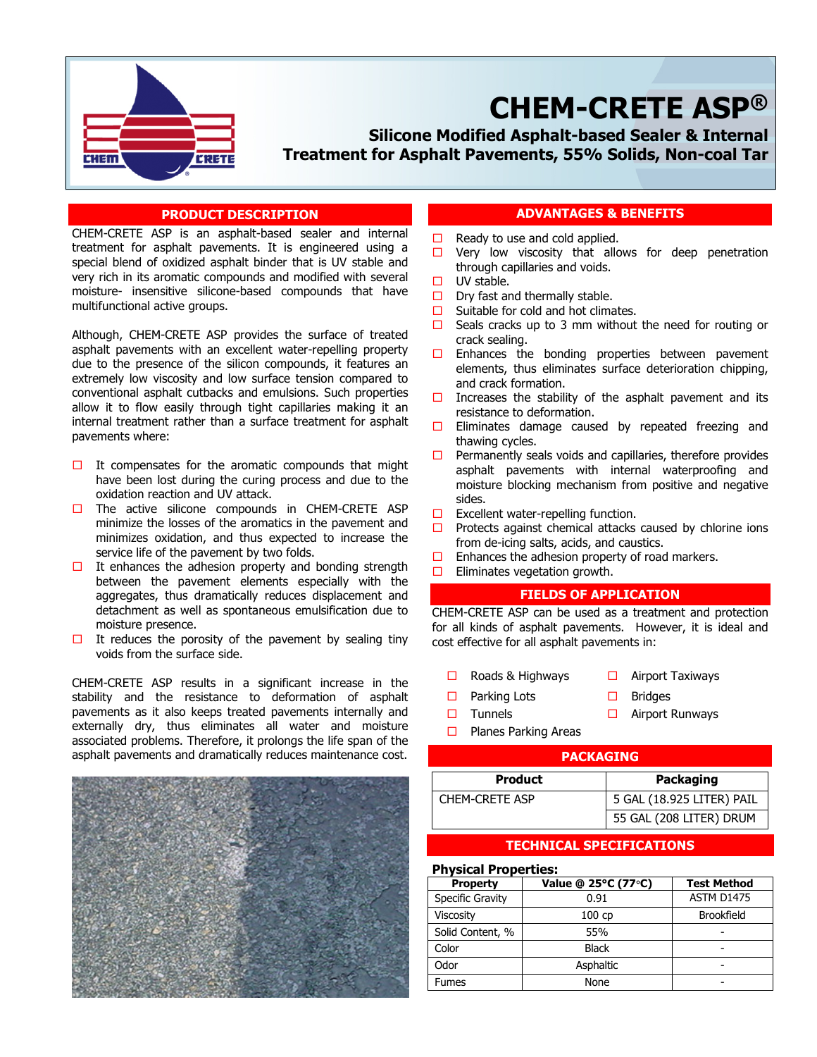# CHEM-CRETE ASP®

## Silicone Modified Asphalt-based Sealer & Internal Treatment for Asphalt Pavements, 55% Solids, Non-coal Tar

## PRODUCT DESCRIPTION

CHEM-CRETE ASP is an asphalt-based sealer and internal treatment for asphalt pavements. It is engineered using a special blend of oxidized asphalt binder that is UV stable and very rich in its aromatic compounds and modified with several moisture- insensitive silicone-based compounds that have multifunctional active groups.

Although, CHEM-CRETE ASP provides the surface of treated asphalt pavements with an excellent water-repelling property due to the presence of the silicon compounds, it features an extremely low viscosity and low surface tension compared to conventional asphalt cutbacks and emulsions. Such properties allow it to flow easily through tight capillaries making it an internal treatment rather than a surface treatment for asphalt pavements where:

- It compensates for the aromatic compounds that might have been lost during the curing process and due to the oxidation reaction and UV attack.
- The active silicone compounds in CHEM-CRETE ASP minimize the losses of the aromatics in the pavement and minimizes oxidation, and thus expected to increase the service life of the pavement by two folds.
- It enhances the adhesion property and bonding strength between the pavement elements especially with the aggregates, thus dramatically reduces displacement and detachment as well as spontaneous emulsification due to moisture presence.
- It reduces the porosity of the pavement by sealing tiny voids from the surface side.

CHEM-CRETE ASP results in a significant increase in the stability and the resistance to deformation of asphalt pavements as it also keeps treated pavements internally and externally dry, thus eliminates all water and moisture associated problems. Therefore, it prolongs the life span of the asphalt pavements and dramatically reduces maintenance cost.

## ADVANTAGES & BENEFITS

- Ready to use and cold applied.
- Very low viscosity that allows for deep penetration through capillaries and voids.
- UV stable.
- Dry fast and thermally stable.
- Suitable for cold and hot climates.
- Seals cracks up to 3 mm without the need for routing or crack sealing.
- Enhances the bonding properties between pavement elements, thus eliminates surface deterioration chipping, and crack formation.
- Increases the stability of the asphalt pavement and its resistance to deformation.
- Eliminates damage caused by repeated freezing and thawing cycles.
- Permanently seals voids and capillaries, therefore provides asphalt pavements with internal waterproofing and moisture blocking mechanism from positive and negative sides.
- Excellent water-repelling function.
- Protects against chemical attacks caused by chlorine ions from de-icing salts, acids, and caustics.
- Enhances the adhesion property of road markers.
- Eliminates vegetation growth.

## FIELDS OF APPLICATION

CHEM-CRETE ASP can be used as a treatment and protection for all kinds of asphalt pavements. However, it is ideal and cost effective for all asphalt pavements in:

- Roads & Highways
- Parking Lots
- Tunnels
- Planes Parking Areas
- Airport Taxiways
- Bridges
- Airport Runways

## PACKAGING

| Product | Packaging |
|---|---|
| CHEM-CRETE ASP | 5 GAL (18.925 LITER) PAIL |
| | 55 GAL (208 LITER) DRUM |

## TECHNICAL SPECIFICATIONS

**Physical Properties:**

| Property | Value @ 25°C (77°C) | Test Method |
|---|---|---|
| Specific Gravity | 0.91 | ASTM D1475 |
| Viscosity | 100 cp | Brookfield |
| Solid Content, % | 55% | - |
| Color | Black | - |
| Odor | Asphaltic | - |
| Fumes | None | - |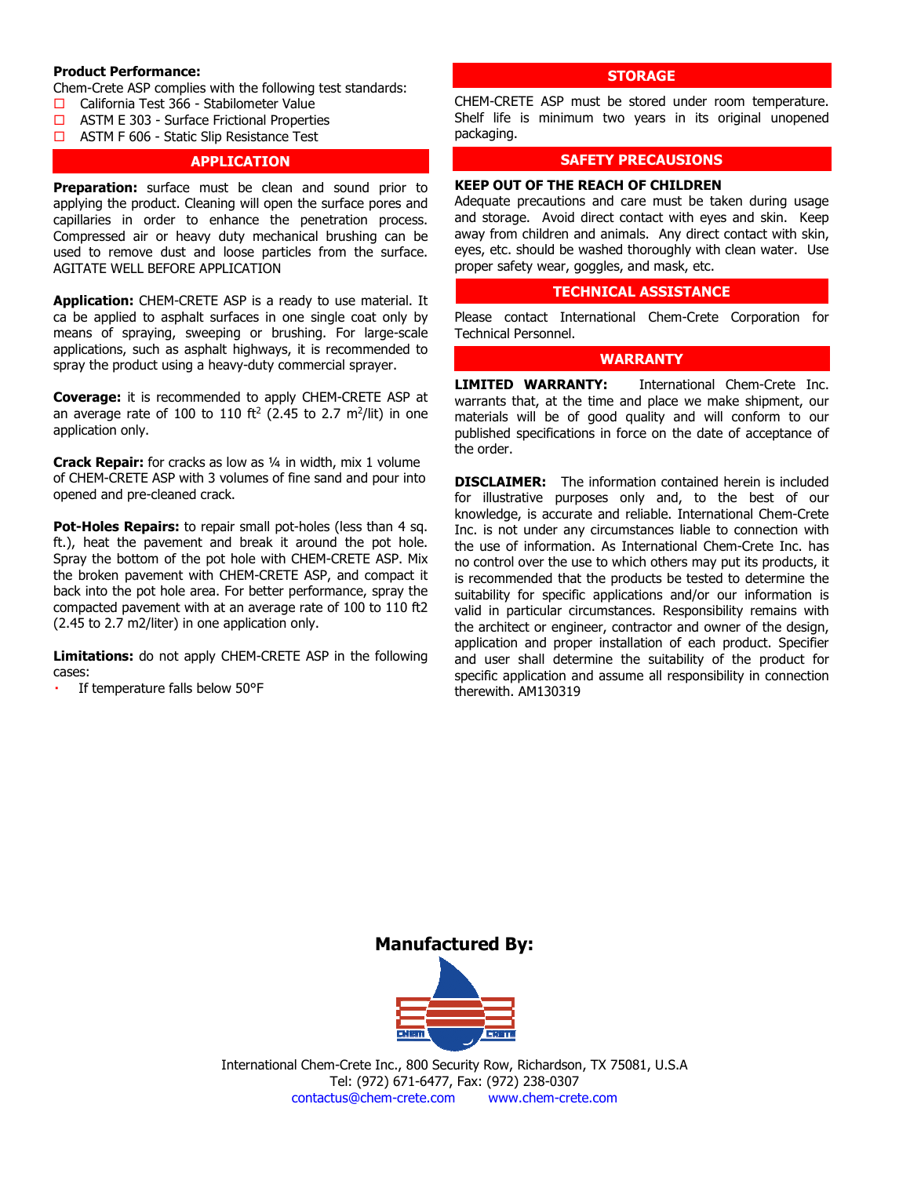**Product Performance:**

Chem-Crete ASP complies with the following test standards:

- California Test 366 - Stabilometer Value
- ASTM E 303 - Surface Frictional Properties
- ASTM F 606 - Static Slip Resistance Test

## APPLICATION

**Preparation:** surface must be clean and sound prior to applying the product. Cleaning will open the surface pores and capillaries in order to enhance the penetration process. Compressed air or heavy duty mechanical brushing can be used to remove dust and loose particles from the surface. AGITATE WELL BEFORE APPLICATION

**Application:** CHEM-CRETE ASP is a ready to use material. It ca be applied to asphalt surfaces in one single coat only by means of spraying, sweeping or brushing. For large-scale applications, such as asphalt highways, it is recommended to spray the product using a heavy-duty commercial sprayer.

**Coverage:** it is recommended to apply CHEM-CRETE ASP at an average rate of 100 to 110 $ft^2$ (2.45 to 2.7 $m^2$/lit) in one application only.

**Crack Repair:** for cracks as low as ¼ in width, mix 1 volume of CHEM-CRETE ASP with 3 volumes of fine sand and pour into opened and pre-cleaned crack.

**Pot-Holes Repairs:** to repair small pot-holes (less than 4 sq. ft.), heat the pavement and break it around the pot hole. Spray the bottom of the pot hole with CHEM-CRETE ASP. Mix the broken pavement with CHEM-CRETE ASP, and compact it back into the pot hole area. For better performance, spray the compacted pavement with at an average rate of 100 to 110 ft2 (2.45 to 2.7 m2/liter) in one application only.

**Limitations:** do not apply CHEM-CRETE ASP in the following cases:

- If temperature falls below 50°F

## STORAGE

CHEM-CRETE ASP must be stored under room temperature. Shelf life is minimum two years in its original unopened packaging.

## SAFETY PRECAUTIONS

**KEEP OUT OF THE REACH OF CHILDREN**

Adequate precautions and care must be taken during usage and storage. Avoid direct contact with eyes and skin. Keep away from children and animals. Any direct contact with skin, eyes, etc. should be washed thoroughly with clean water. Use proper safety wear, goggles, and mask, etc.

## TECHNICAL ASSISTANCE

Please contact International Chem-Crete Corporation for Technical Personnel.

## WARRANTY

**LIMITED WARRANTY:** International Chem-Crete Inc. warrants that, at the time and place we make shipment, our materials will be of good quality and will conform to our published specifications in force on the date of acceptance of the order.

**DISCLAIMER:** The information contained herein is included for illustrative purposes only and, to the best of our knowledge, is accurate and reliable. International Chem-Crete Inc. is not under any circumstances liable to connection with the use of information. As International Chem-Crete Inc. has no control over the use to which others may put its products, it is recommended that the products be tested to determine the suitability for specific applications and/or our information is valid in particular circumstances. Responsibility remains with the architect or engineer, contractor and owner of the design, application and proper installation of each product. Specifier and user shall determine the suitability of the product for specific application and assume all responsibility in connection therewith. AM130319

**Manufactured By:**

International Chem-Crete Inc., 800 Security Row, Richardson, TX 75081, U.S.A
Tel: (972) 671-6477, Fax: (972) 238-0307
contactus@chem-crete.com www.chem-crete.com